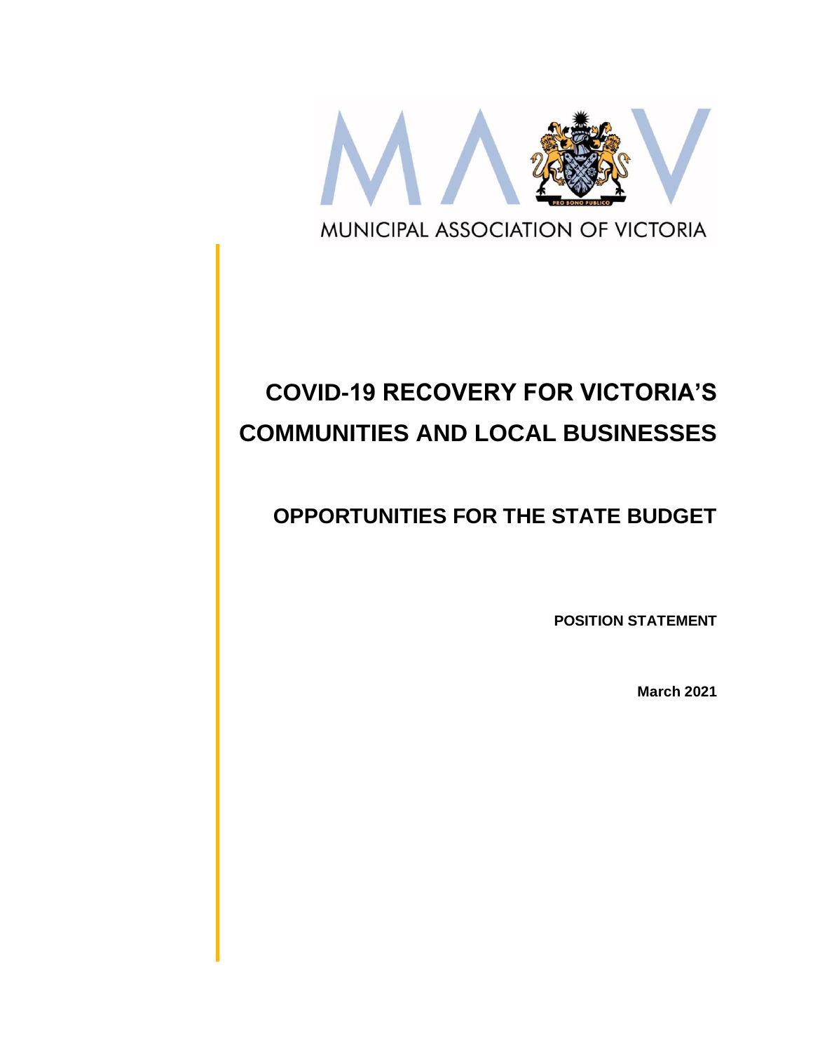MUNICIPAL ASSOCIATION OF VICTORIA

# COVID-19 RECOVERY FOR VICTORIA'S COMMUNITIES AND LOCAL BUSINESSES

## OPPORTUNITIES FOR THE STATE BUDGET

**POSITION STATEMENT**

**March 2021**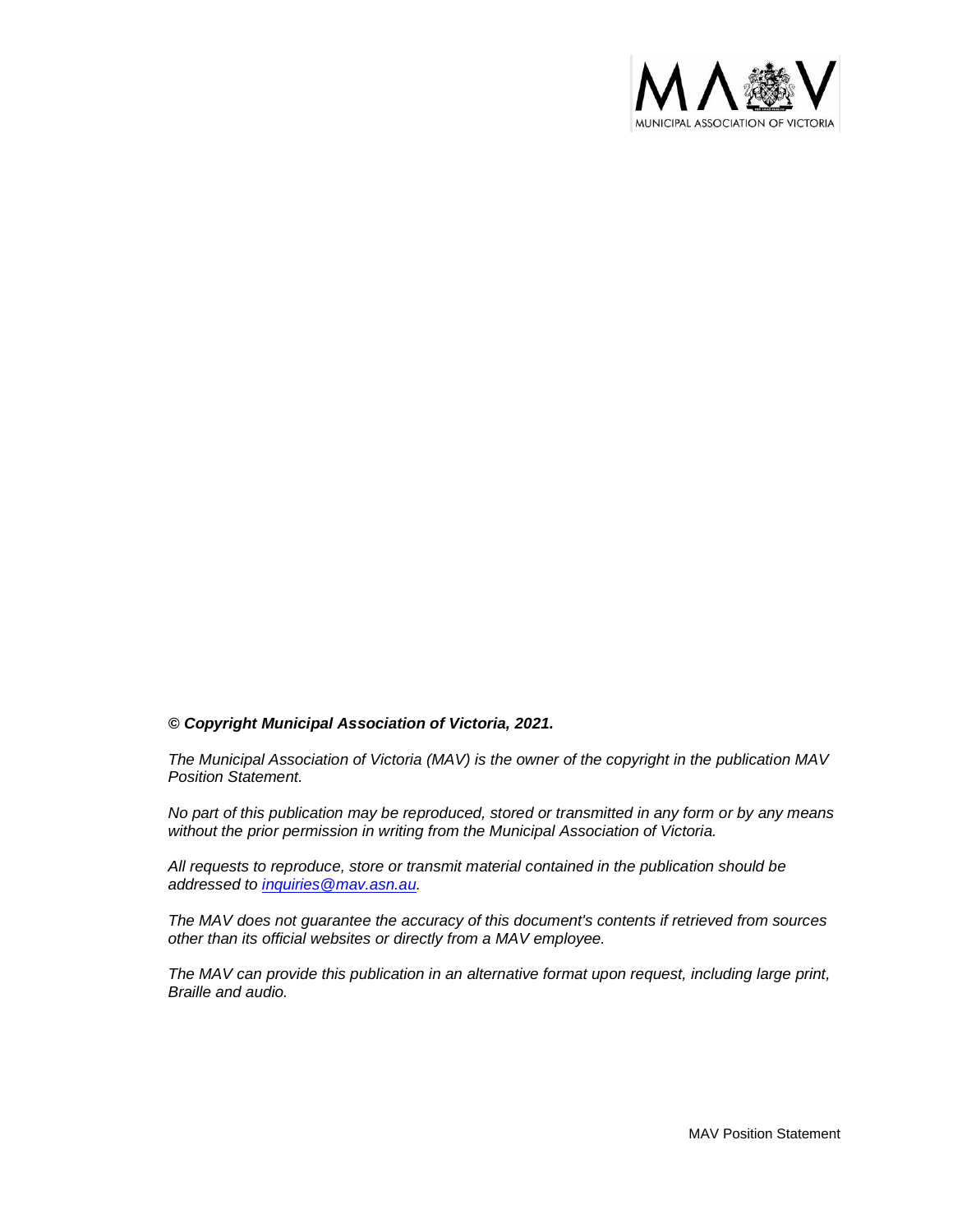***© Copyright Municipal Association of Victoria, 2021.***

*The Municipal Association of Victoria (MAV) is the owner of the copyright in the publication MAV Position Statement.*

*No part of this publication may be reproduced, stored or transmitted in any form or by any means without the prior permission in writing from the Municipal Association of Victoria.*

*All requests to reproduce, store or transmit material contained in the publication should be addressed to [inquiries@mav.asn.au](mailto:inquiries@mav.asn.au).*

*The MAV does not guarantee the accuracy of this document's contents if retrieved from sources other than its official websites or directly from a MAV employee.*

*The MAV can provide this publication in an alternative format upon request, including large print, Braille and audio.*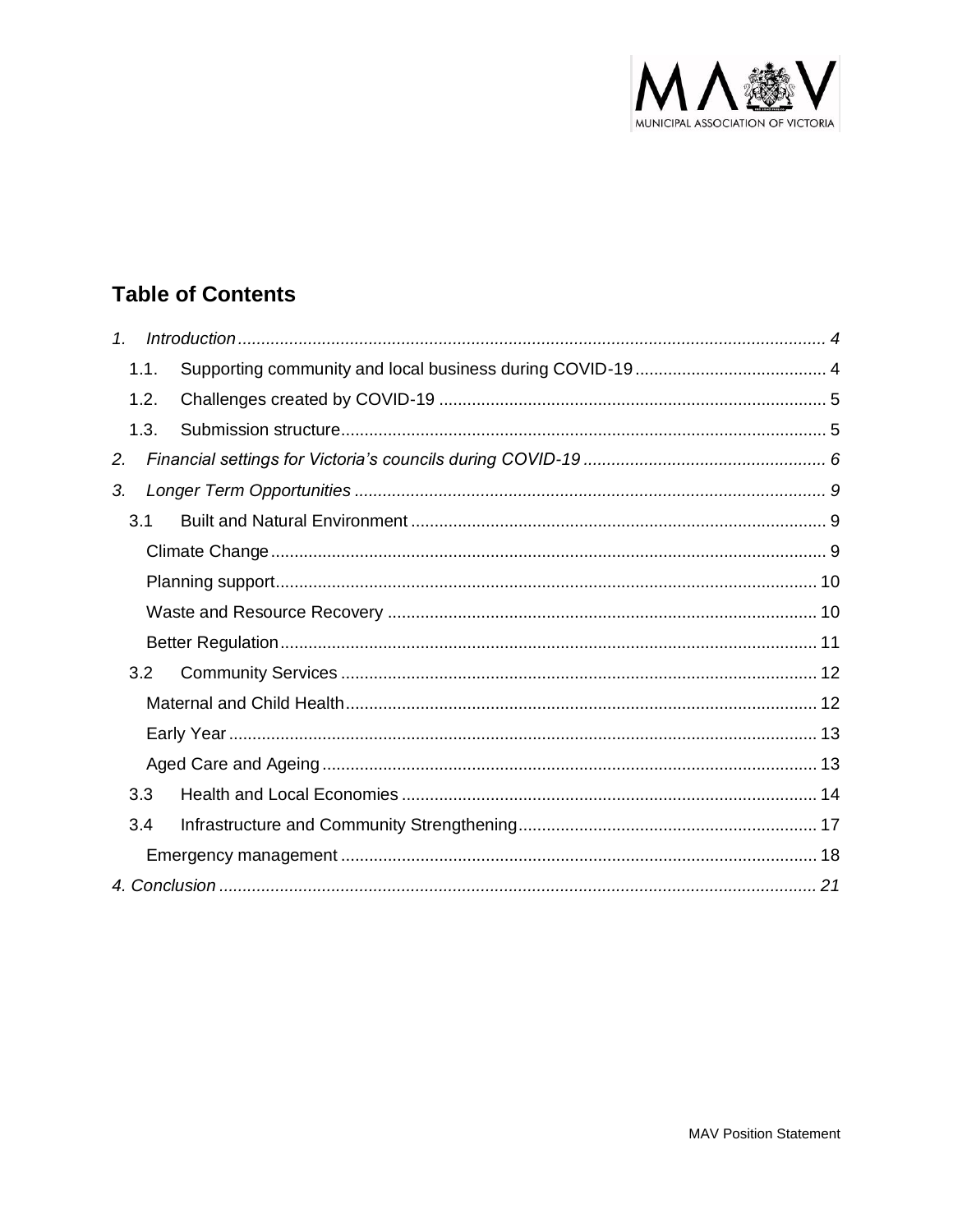## Table of Contents

*1. Introduction ........ 4*

- 1.1. Supporting community and local business during COVID-19 ........ 4
- 1.2. Challenges created by COVID-19 ........ 5
- 1.3. Submission structure ........ 5

*2. Financial settings for Victoria's councils during COVID-19 ........ 6*

*3. Longer Term Opportunities ........ 9*

- 3.1 Built and Natural Environment ........ 9
  - Climate Change ........ 9
  - Planning support ........ 10
  - Waste and Resource Recovery ........ 10
  - Better Regulation ........ 11
- 3.2 Community Services ........ 12
  - Maternal and Child Health ........ 12
  - Early Year ........ 13
  - Aged Care and Ageing ........ 13
- 3.3 Health and Local Economies ........ 14
- 3.4 Infrastructure and Community Strengthening ........ 17
  - Emergency management ........ 18

*4. Conclusion ........ 21*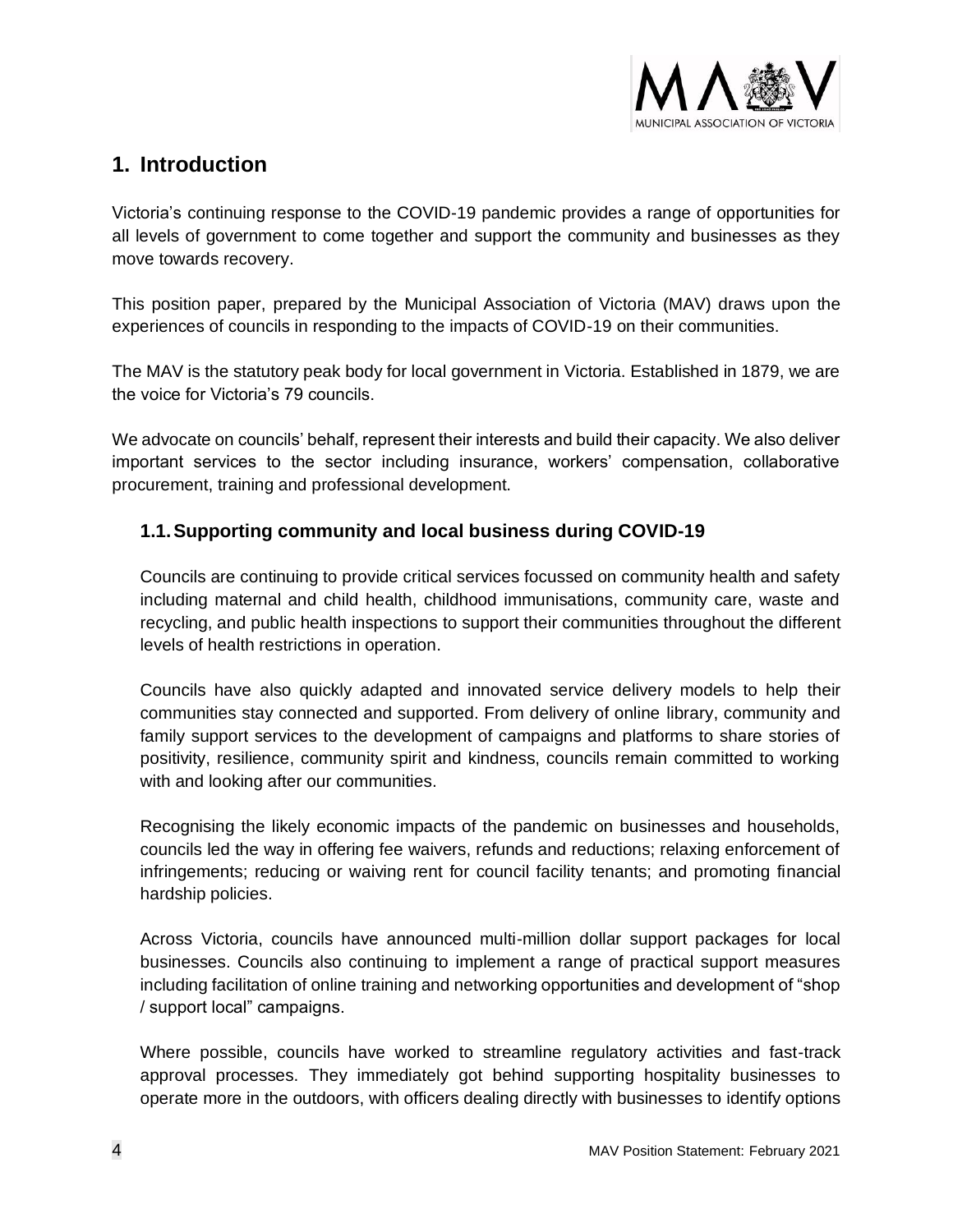## 1. Introduction

Victoria's continuing response to the COVID-19 pandemic provides a range of opportunities for all levels of government to come together and support the community and businesses as they move towards recovery.

This position paper, prepared by the Municipal Association of Victoria (MAV) draws upon the experiences of councils in responding to the impacts of COVID-19 on their communities.

The MAV is the statutory peak body for local government in Victoria. Established in 1879, we are the voice for Victoria's 79 councils.

We advocate on councils' behalf, represent their interests and build their capacity. We also deliver important services to the sector including insurance, workers' compensation, collaborative procurement, training and professional development.

### 1.1. Supporting community and local business during COVID-19

Councils are continuing to provide critical services focussed on community health and safety including maternal and child health, childhood immunisations, community care, waste and recycling, and public health inspections to support their communities throughout the different levels of health restrictions in operation.

Councils have also quickly adapted and innovated service delivery models to help their communities stay connected and supported. From delivery of online library, community and family support services to the development of campaigns and platforms to share stories of positivity, resilience, community spirit and kindness, councils remain committed to working with and looking after our communities.

Recognising the likely economic impacts of the pandemic on businesses and households, councils led the way in offering fee waivers, refunds and reductions; relaxing enforcement of infringements; reducing or waiving rent for council facility tenants; and promoting financial hardship policies.

Across Victoria, councils have announced multi-million dollar support packages for local businesses. Councils also continuing to implement a range of practical support measures including facilitation of online training and networking opportunities and development of "shop / support local" campaigns.

Where possible, councils have worked to streamline regulatory activities and fast-track approval processes. They immediately got behind supporting hospitality businesses to operate more in the outdoors, with officers dealing directly with businesses to identify options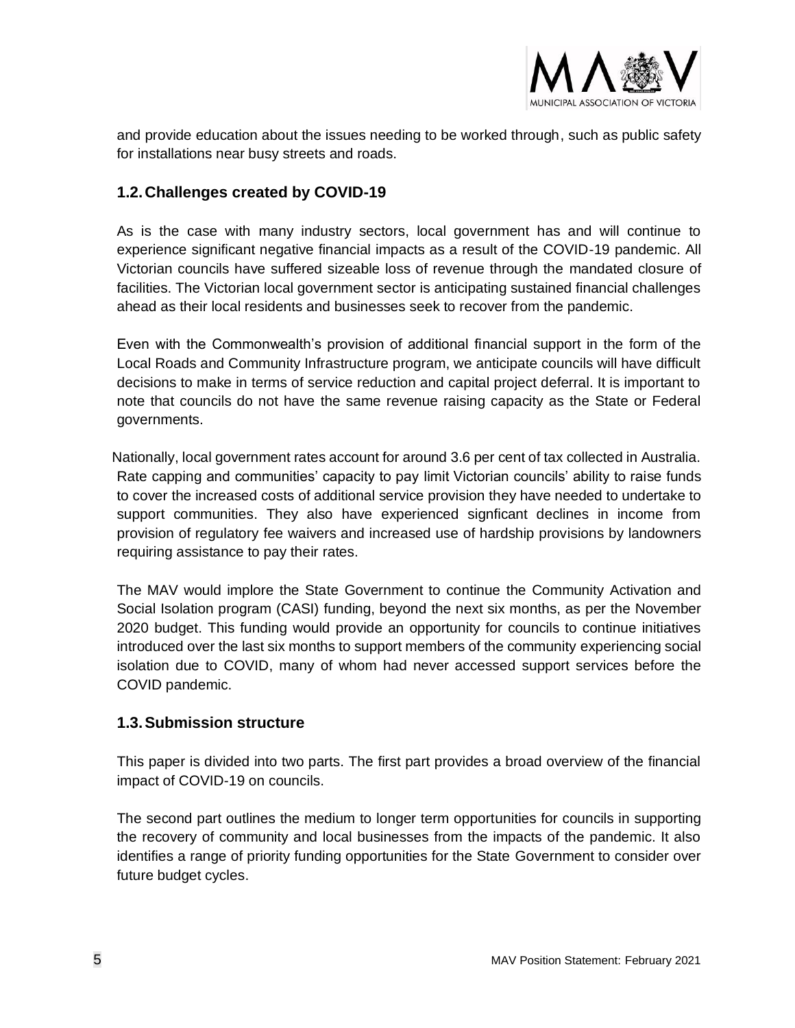and provide education about the issues needing to be worked through, such as public safety for installations near busy streets and roads.

## 1.2. Challenges created by COVID-19

As is the case with many industry sectors, local government has and will continue to experience significant negative financial impacts as a result of the COVID-19 pandemic. All Victorian councils have suffered sizeable loss of revenue through the mandated closure of facilities. The Victorian local government sector is anticipating sustained financial challenges ahead as their local residents and businesses seek to recover from the pandemic.

Even with the Commonwealth's provision of additional financial support in the form of the Local Roads and Community Infrastructure program, we anticipate councils will have difficult decisions to make in terms of service reduction and capital project deferral. It is important to note that councils do not have the same revenue raising capacity as the State or Federal governments.

Nationally, local government rates account for around 3.6 per cent of tax collected in Australia. Rate capping and communities' capacity to pay limit Victorian councils' ability to raise funds to cover the increased costs of additional service provision they have needed to undertake to support communities. They also have experienced signficant declines in income from provision of regulatory fee waivers and increased use of hardship provisions by landowners requiring assistance to pay their rates.

The MAV would implore the State Government to continue the Community Activation and Social Isolation program (CASI) funding, beyond the next six months, as per the November 2020 budget. This funding would provide an opportunity for councils to continue initiatives introduced over the last six months to support members of the community experiencing social isolation due to COVID, many of whom had never accessed support services before the COVID pandemic.

## 1.3. Submission structure

This paper is divided into two parts. The first part provides a broad overview of the financial impact of COVID-19 on councils.

The second part outlines the medium to longer term opportunities for councils in supporting the recovery of community and local businesses from the impacts of the pandemic. It also identifies a range of priority funding opportunities for the State Government to consider over future budget cycles.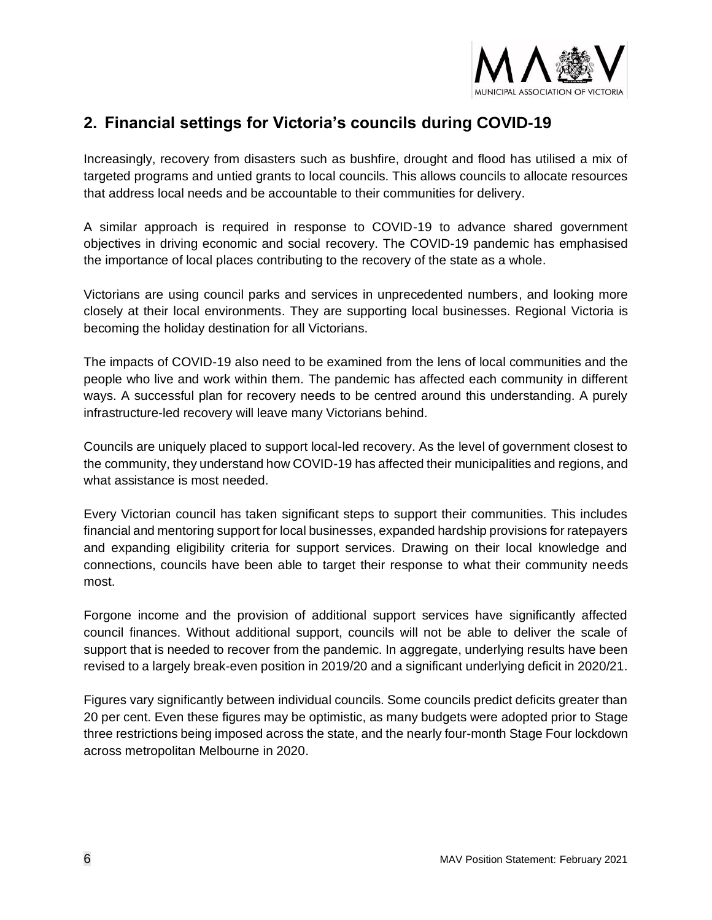## 2. Financial settings for Victoria's councils during COVID-19

Increasingly, recovery from disasters such as bushfire, drought and flood has utilised a mix of targeted programs and untied grants to local councils. This allows councils to allocate resources that address local needs and be accountable to their communities for delivery.

A similar approach is required in response to COVID-19 to advance shared government objectives in driving economic and social recovery. The COVID-19 pandemic has emphasised the importance of local places contributing to the recovery of the state as a whole.

Victorians are using council parks and services in unprecedented numbers, and looking more closely at their local environments. They are supporting local businesses. Regional Victoria is becoming the holiday destination for all Victorians.

The impacts of COVID-19 also need to be examined from the lens of local communities and the people who live and work within them. The pandemic has affected each community in different ways. A successful plan for recovery needs to be centred around this understanding. A purely infrastructure-led recovery will leave many Victorians behind.

Councils are uniquely placed to support local-led recovery. As the level of government closest to the community, they understand how COVID-19 has affected their municipalities and regions, and what assistance is most needed.

Every Victorian council has taken significant steps to support their communities. This includes financial and mentoring support for local businesses, expanded hardship provisions for ratepayers and expanding eligibility criteria for support services. Drawing on their local knowledge and connections, councils have been able to target their response to what their community needs most.

Forgone income and the provision of additional support services have significantly affected council finances. Without additional support, councils will not be able to deliver the scale of support that is needed to recover from the pandemic. In aggregate, underlying results have been revised to a largely break-even position in 2019/20 and a significant underlying deficit in 2020/21.

Figures vary significantly between individual councils. Some councils predict deficits greater than 20 per cent. Even these figures may be optimistic, as many budgets were adopted prior to Stage three restrictions being imposed across the state, and the nearly four-month Stage Four lockdown across metropolitan Melbourne in 2020.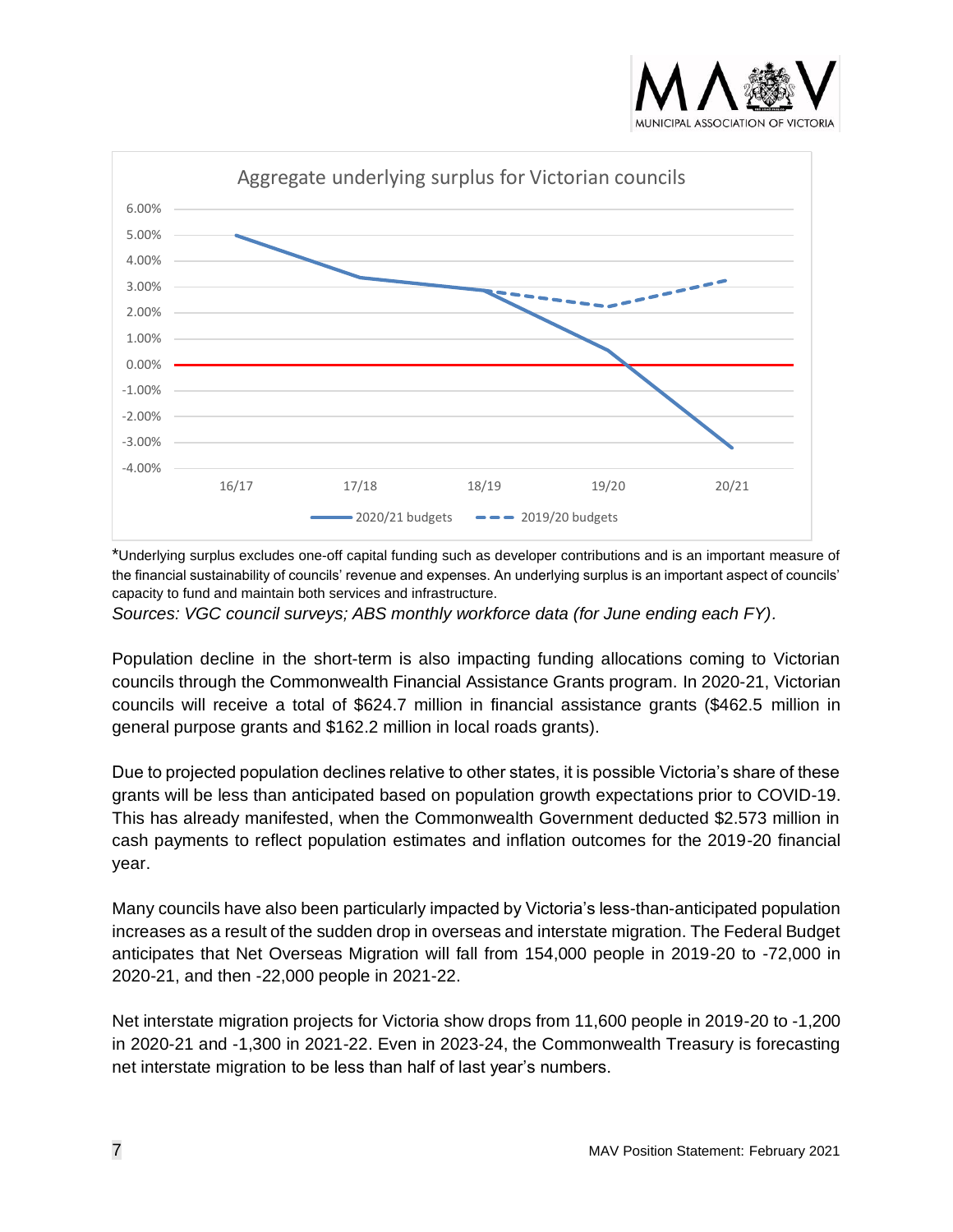Aggregate underlying surplus for Victorian councils

*Underlying surplus excludes one-off capital funding such as developer contributions and is an important measure of the financial sustainability of councils' revenue and expenses. An underlying surplus is an important aspect of councils' capacity to fund and maintain both services and infrastructure.

*Sources: VGC council surveys; ABS monthly workforce data (for June ending each FY).*

Population decline in the short-term is also impacting funding allocations coming to Victorian councils through the Commonwealth Financial Assistance Grants program. In 2020-21, Victorian councils will receive a total of $624.7 million in financial assistance grants ($462.5 million in general purpose grants and $162.2 million in local roads grants).

Due to projected population declines relative to other states, it is possible Victoria's share of these grants will be less than anticipated based on population growth expectations prior to COVID-19. This has already manifested, when the Commonwealth Government deducted $2.573 million in cash payments to reflect population estimates and inflation outcomes for the 2019-20 financial year.

Many councils have also been particularly impacted by Victoria's less-than-anticipated population increases as a result of the sudden drop in overseas and interstate migration. The Federal Budget anticipates that Net Overseas Migration will fall from 154,000 people in 2019-20 to -72,000 in 2020-21, and then -22,000 people in 2021-22.

Net interstate migration projects for Victoria show drops from 11,600 people in 2019-20 to -1,200 in 2020-21 and -1,300 in 2021-22. Even in 2023-24, the Commonwealth Treasury is forecasting net interstate migration to be less than half of last year's numbers.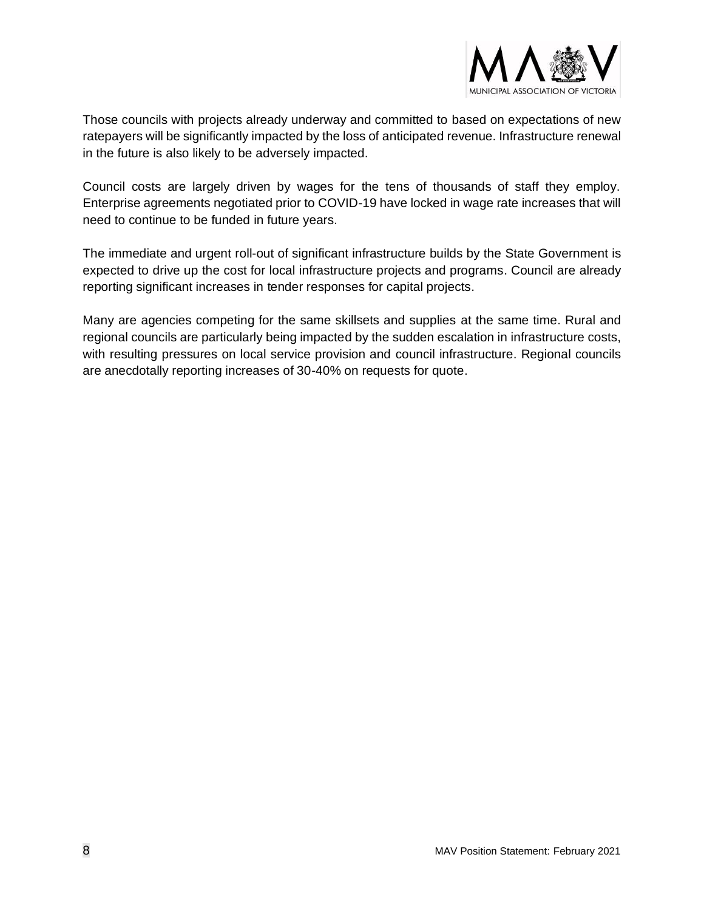Those councils with projects already underway and committed to based on expectations of new ratepayers will be significantly impacted by the loss of anticipated revenue. Infrastructure renewal in the future is also likely to be adversely impacted.

Council costs are largely driven by wages for the tens of thousands of staff they employ. Enterprise agreements negotiated prior to COVID-19 have locked in wage rate increases that will need to continue to be funded in future years.

The immediate and urgent roll-out of significant infrastructure builds by the State Government is expected to drive up the cost for local infrastructure projects and programs. Council are already reporting significant increases in tender responses for capital projects.

Many are agencies competing for the same skillsets and supplies at the same time. Rural and regional councils are particularly being impacted by the sudden escalation in infrastructure costs, with resulting pressures on local service provision and council infrastructure. Regional councils are anecdotally reporting increases of 30-40% on requests for quote.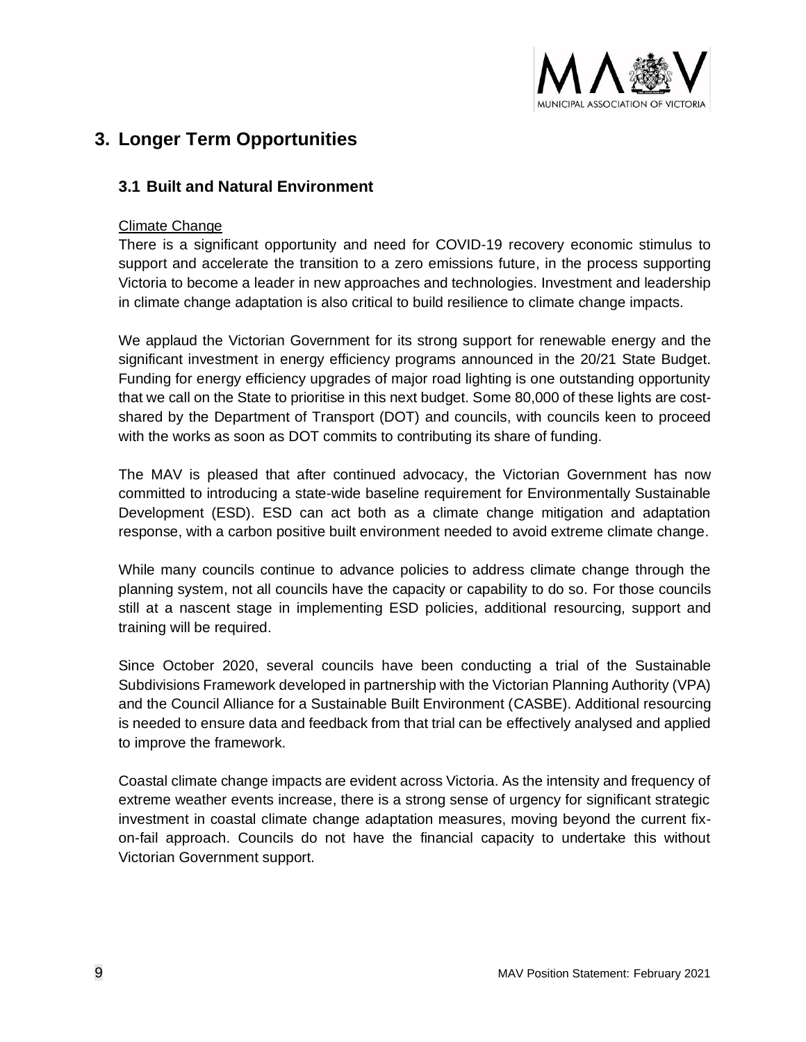# 3. Longer Term Opportunities

## 3.1 Built and Natural Environment

Climate Change

There is a significant opportunity and need for COVID-19 recovery economic stimulus to support and accelerate the transition to a zero emissions future, in the process supporting Victoria to become a leader in new approaches and technologies. Investment and leadership in climate change adaptation is also critical to build resilience to climate change impacts.

We applaud the Victorian Government for its strong support for renewable energy and the significant investment in energy efficiency programs announced in the 20/21 State Budget. Funding for energy efficiency upgrades of major road lighting is one outstanding opportunity that we call on the State to prioritise in this next budget. Some 80,000 of these lights are cost-shared by the Department of Transport (DOT) and councils, with councils keen to proceed with the works as soon as DOT commits to contributing its share of funding.

The MAV is pleased that after continued advocacy, the Victorian Government has now committed to introducing a state-wide baseline requirement for Environmentally Sustainable Development (ESD). ESD can act both as a climate change mitigation and adaptation response, with a carbon positive built environment needed to avoid extreme climate change.

While many councils continue to advance policies to address climate change through the planning system, not all councils have the capacity or capability to do so. For those councils still at a nascent stage in implementing ESD policies, additional resourcing, support and training will be required.

Since October 2020, several councils have been conducting a trial of the Sustainable Subdivisions Framework developed in partnership with the Victorian Planning Authority (VPA) and the Council Alliance for a Sustainable Built Environment (CASBE). Additional resourcing is needed to ensure data and feedback from that trial can be effectively analysed and applied to improve the framework.

Coastal climate change impacts are evident across Victoria. As the intensity and frequency of extreme weather events increase, there is a strong sense of urgency for significant strategic investment in coastal climate change adaptation measures, moving beyond the current fix-on-fail approach. Councils do not have the financial capacity to undertake this without Victorian Government support.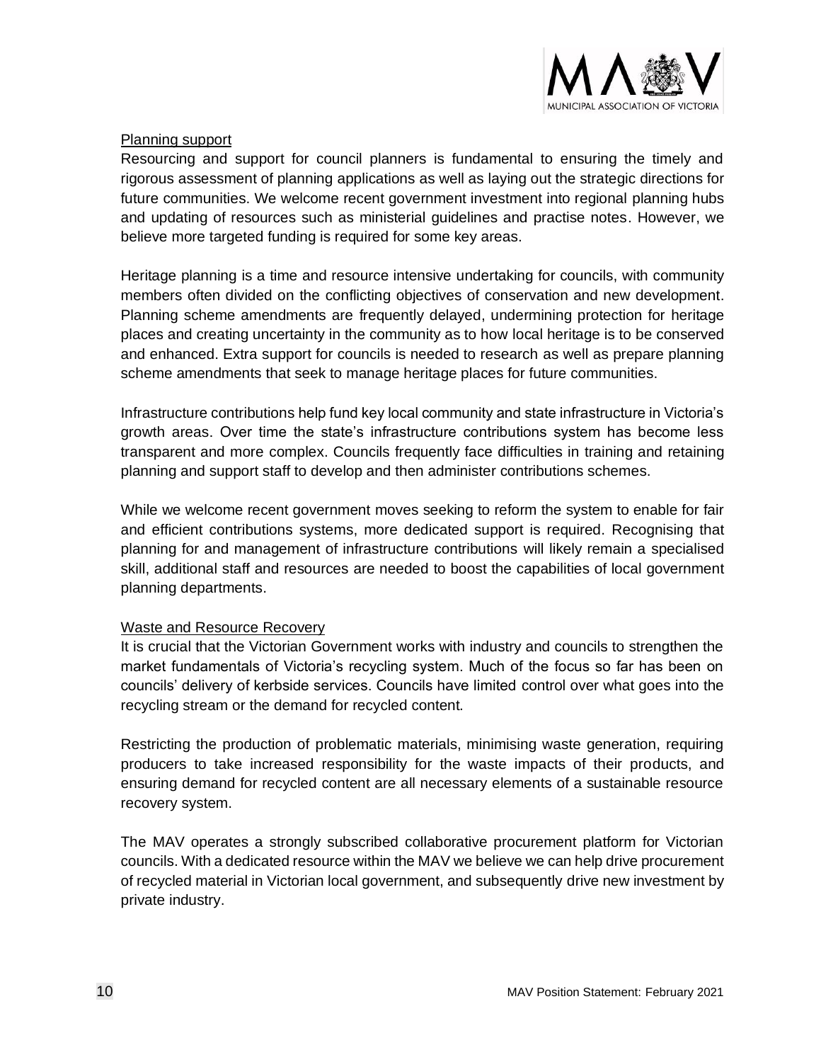### Planning support

Resourcing and support for council planners is fundamental to ensuring the timely and rigorous assessment of planning applications as well as laying out the strategic directions for future communities. We welcome recent government investment into regional planning hubs and updating of resources such as ministerial guidelines and practise notes. However, we believe more targeted funding is required for some key areas.

Heritage planning is a time and resource intensive undertaking for councils, with community members often divided on the conflicting objectives of conservation and new development. Planning scheme amendments are frequently delayed, undermining protection for heritage places and creating uncertainty in the community as to how local heritage is to be conserved and enhanced. Extra support for councils is needed to research as well as prepare planning scheme amendments that seek to manage heritage places for future communities.

Infrastructure contributions help fund key local community and state infrastructure in Victoria's growth areas. Over time the state's infrastructure contributions system has become less transparent and more complex. Councils frequently face difficulties in training and retaining planning and support staff to develop and then administer contributions schemes.

While we welcome recent government moves seeking to reform the system to enable for fair and efficient contributions systems, more dedicated support is required. Recognising that planning for and management of infrastructure contributions will likely remain a specialised skill, additional staff and resources are needed to boost the capabilities of local government planning departments.

### Waste and Resource Recovery

It is crucial that the Victorian Government works with industry and councils to strengthen the market fundamentals of Victoria's recycling system. Much of the focus so far has been on councils' delivery of kerbside services. Councils have limited control over what goes into the recycling stream or the demand for recycled content.

Restricting the production of problematic materials, minimising waste generation, requiring producers to take increased responsibility for the waste impacts of their products, and ensuring demand for recycled content are all necessary elements of a sustainable resource recovery system.

The MAV operates a strongly subscribed collaborative procurement platform for Victorian councils. With a dedicated resource within the MAV we believe we can help drive procurement of recycled material in Victorian local government, and subsequently drive new investment by private industry.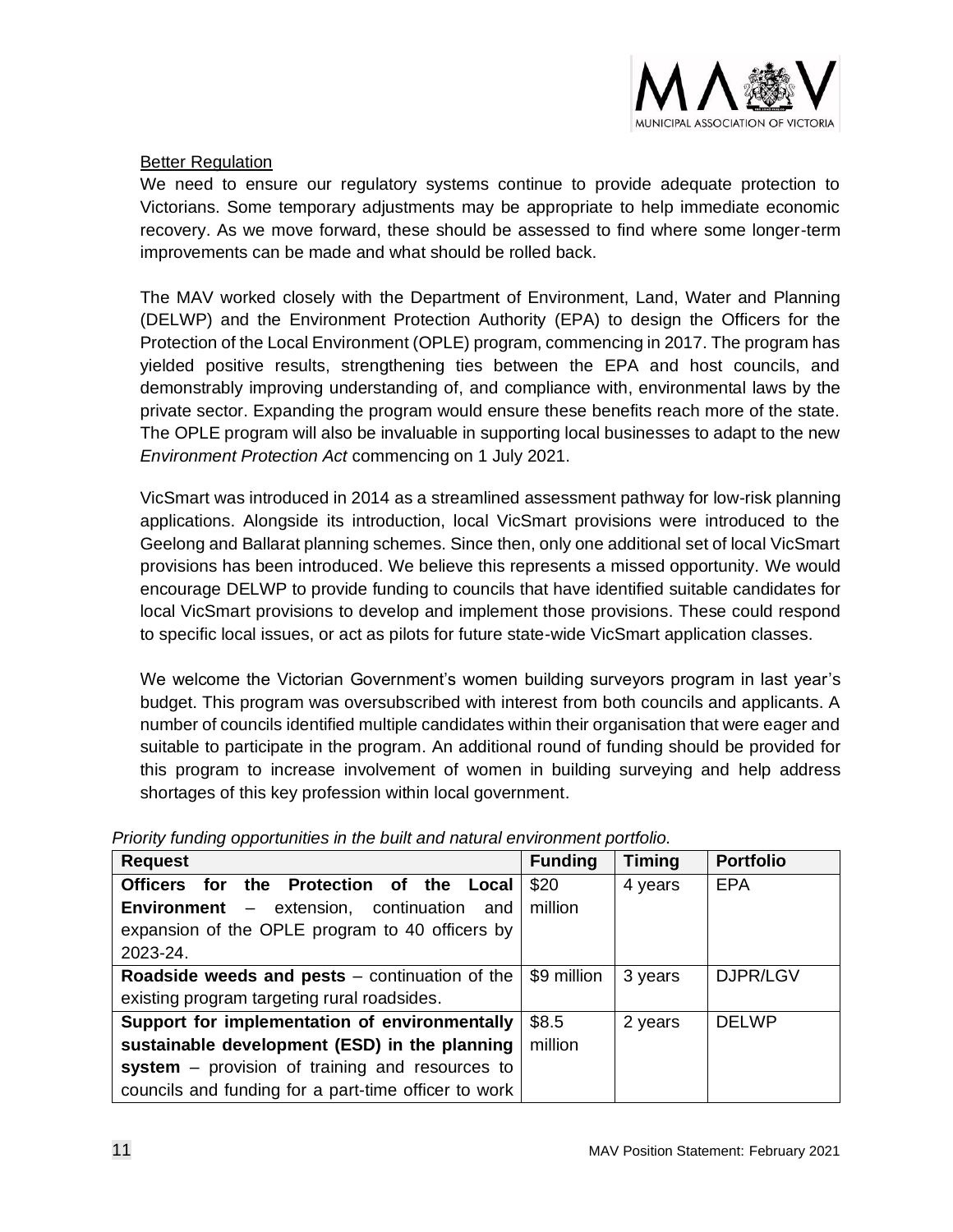<u>Better Regulation</u>

We need to ensure our regulatory systems continue to provide adequate protection to Victorians. Some temporary adjustments may be appropriate to help immediate economic recovery. As we move forward, these should be assessed to find where some longer-term improvements can be made and what should be rolled back.

The MAV worked closely with the Department of Environment, Land, Water and Planning (DELWP) and the Environment Protection Authority (EPA) to design the Officers for the Protection of the Local Environment (OPLE) program, commencing in 2017. The program has yielded positive results, strengthening ties between the EPA and host councils, and demonstrably improving understanding of, and compliance with, environmental laws by the private sector. Expanding the program would ensure these benefits reach more of the state. The OPLE program will also be invaluable in supporting local businesses to adapt to the new *Environment Protection Act* commencing on 1 July 2021.

VicSmart was introduced in 2014 as a streamlined assessment pathway for low-risk planning applications. Alongside its introduction, local VicSmart provisions were introduced to the Geelong and Ballarat planning schemes. Since then, only one additional set of local VicSmart provisions has been introduced. We believe this represents a missed opportunity. We would encourage DELWP to provide funding to councils that have identified suitable candidates for local VicSmart provisions to develop and implement those provisions. These could respond to specific local issues, or act as pilots for future state-wide VicSmart application classes.

We welcome the Victorian Government's women building surveyors program in last year's budget. This program was oversubscribed with interest from both councils and applicants. A number of councils identified multiple candidates within their organisation that were eager and suitable to participate in the program. An additional round of funding should be provided for this program to increase involvement of women in building surveying and help address shortages of this key profession within local government.

*Priority funding opportunities in the built and natural environment portfolio.*

| Request | Funding | Timing | Portfolio |
|---|---|---|---|
| **Officers for the Protection of the Local Environment** – extension, continuation and expansion of the OPLE program to 40 officers by 2023-24. | \$20 million | 4 years | EPA |
| **Roadside weeds and pests** – continuation of the existing program targeting rural roadsides. | \$9 million | 3 years | DJPR/LGV |
| **Support for implementation of environmentally sustainable development (ESD) in the planning system** – provision of training and resources to councils and funding for a part-time officer to work | \$8.5 million | 2 years | DELWP |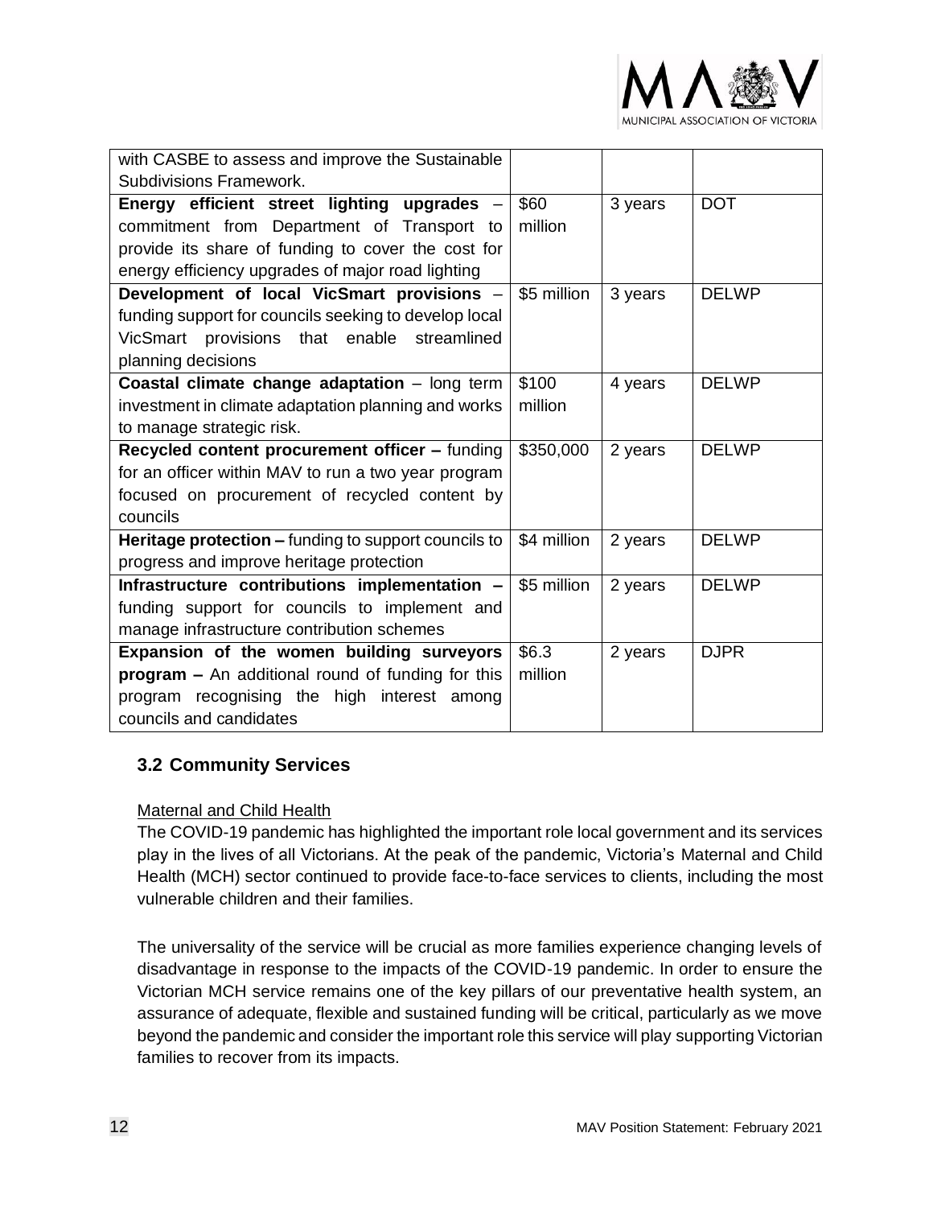| | | | |
|---|---|---|---|
| with CASBE to assess and improve the Sustainable Subdivisions Framework. | | | |
| **Energy efficient street lighting upgrades** – commitment from Department of Transport to provide its share of funding to cover the cost for energy efficiency upgrades of major road lighting | $60 million | 3 years | DOT |
| **Development of local VicSmart provisions** – funding support for councils seeking to develop local VicSmart provisions that enable streamlined planning decisions | $5 million | 3 years | DELWP |
| **Coastal climate change adaptation** – long term investment in climate adaptation planning and works to manage strategic risk. | $100 million | 4 years | DELWP |
| **Recycled content procurement officer –** funding for an officer within MAV to run a two year program focused on procurement of recycled content by councils | $350,000 | 2 years | DELWP |
| **Heritage protection –** funding to support councils to progress and improve heritage protection | $4 million | 2 years | DELWP |
| **Infrastructure contributions implementation –** funding support for councils to implement and manage infrastructure contribution schemes | $5 million | 2 years | DELWP |
| **Expansion of the women building surveyors program –** An additional round of funding for this program recognising the high interest among councils and candidates | $6.3 million | 2 years | DJPR |

## 3.2 Community Services

Maternal and Child Health

The COVID-19 pandemic has highlighted the important role local government and its services play in the lives of all Victorians. At the peak of the pandemic, Victoria's Maternal and Child Health (MCH) sector continued to provide face-to-face services to clients, including the most vulnerable children and their families.

The universality of the service will be crucial as more families experience changing levels of disadvantage in response to the impacts of the COVID-19 pandemic. In order to ensure the Victorian MCH service remains one of the key pillars of our preventative health system, an assurance of adequate, flexible and sustained funding will be critical, particularly as we move beyond the pandemic and consider the important role this service will play supporting Victorian families to recover from its impacts.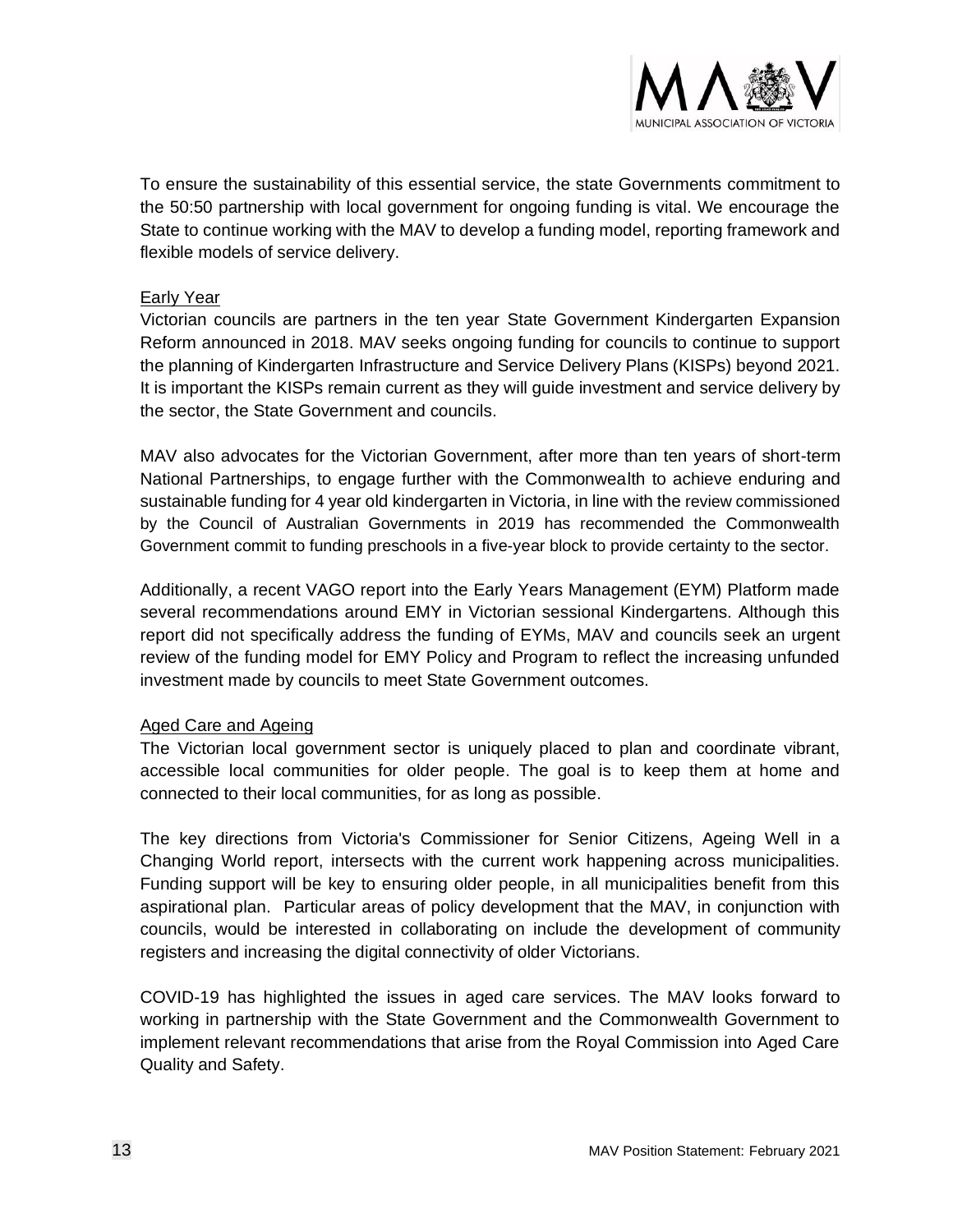To ensure the sustainability of this essential service, the state Governments commitment to the 50:50 partnership with local government for ongoing funding is vital. We encourage the State to continue working with the MAV to develop a funding model, reporting framework and flexible models of service delivery.

### Early Year

Victorian councils are partners in the ten year State Government Kindergarten Expansion Reform announced in 2018. MAV seeks ongoing funding for councils to continue to support the planning of Kindergarten Infrastructure and Service Delivery Plans (KISPs) beyond 2021. It is important the KISPs remain current as they will guide investment and service delivery by the sector, the State Government and councils.

MAV also advocates for the Victorian Government, after more than ten years of short-term National Partnerships, to engage further with the Commonwealth to achieve enduring and sustainable funding for 4 year old kindergarten in Victoria, in line with the review commissioned by the Council of Australian Governments in 2019 has recommended the Commonwealth Government commit to funding preschools in a five-year block to provide certainty to the sector.

Additionally, a recent VAGO report into the Early Years Management (EYM) Platform made several recommendations around EMY in Victorian sessional Kindergartens. Although this report did not specifically address the funding of EYMs, MAV and councils seek an urgent review of the funding model for EMY Policy and Program to reflect the increasing unfunded investment made by councils to meet State Government outcomes.

### Aged Care and Ageing

The Victorian local government sector is uniquely placed to plan and coordinate vibrant, accessible local communities for older people. The goal is to keep them at home and connected to their local communities, for as long as possible.

The key directions from Victoria's Commissioner for Senior Citizens, Ageing Well in a Changing World report, intersects with the current work happening across municipalities. Funding support will be key to ensuring older people, in all municipalities benefit from this aspirational plan. Particular areas of policy development that the MAV, in conjunction with councils, would be interested in collaborating on include the development of community registers and increasing the digital connectivity of older Victorians.

COVID-19 has highlighted the issues in aged care services. The MAV looks forward to working in partnership with the State Government and the Commonwealth Government to implement relevant recommendations that arise from the Royal Commission into Aged Care Quality and Safety.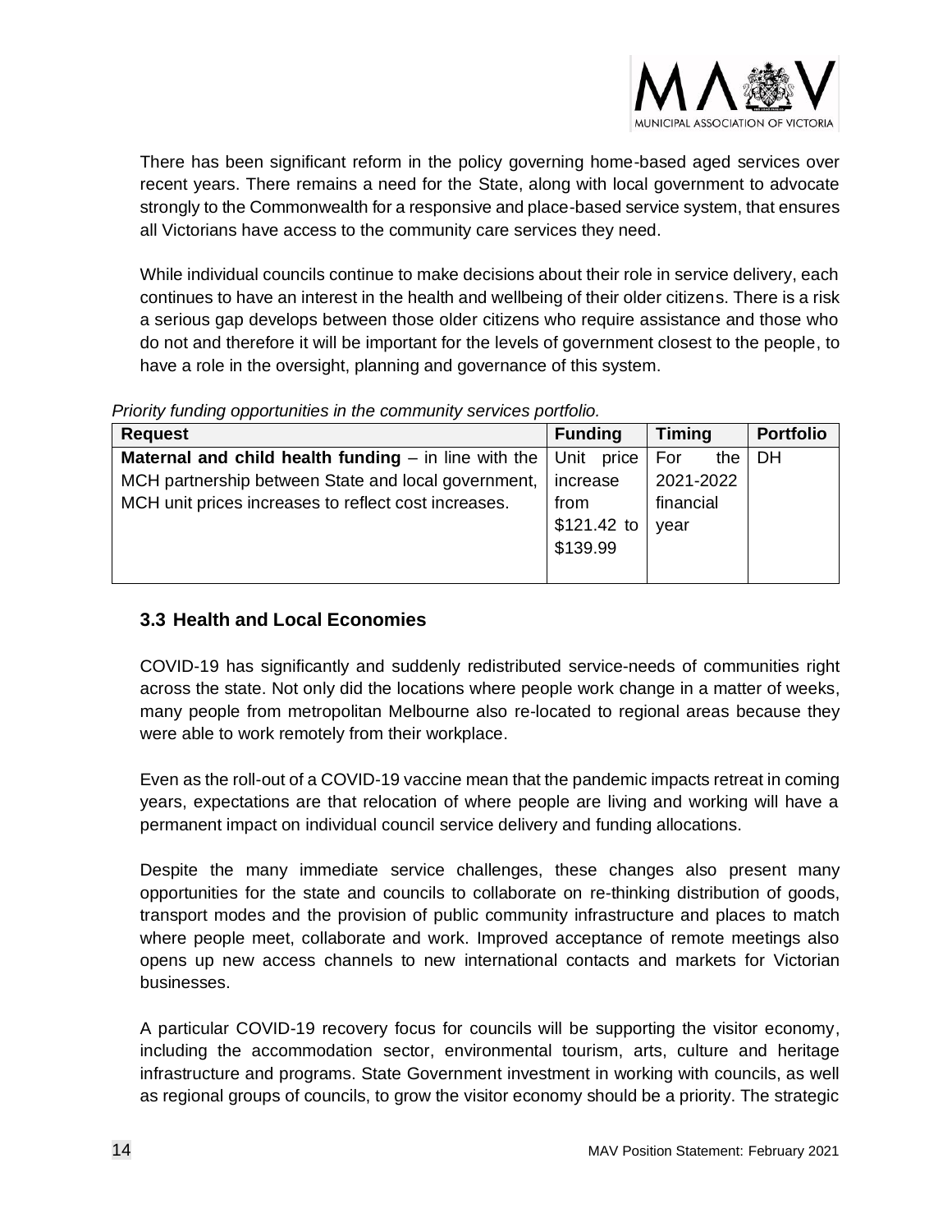There has been significant reform in the policy governing home-based aged services over recent years. There remains a need for the State, along with local government to advocate strongly to the Commonwealth for a responsive and place-based service system, that ensures all Victorians have access to the community care services they need.

While individual councils continue to make decisions about their role in service delivery, each continues to have an interest in the health and wellbeing of their older citizens. There is a risk a serious gap develops between those older citizens who require assistance and those who do not and therefore it will be important for the levels of government closest to the people, to have a role in the oversight, planning and governance of this system.

*Priority funding opportunities in the community services portfolio.*

| Request | Funding | Timing | Portfolio |
|---|---|---|---|
| **Maternal and child health funding** – in line with the MCH partnership between State and local government, MCH unit prices increases to reflect cost increases. | Unit price increase from $121.42 to $139.99 | For the 2021-2022 financial year | DH |

### 3.3 Health and Local Economies

COVID-19 has significantly and suddenly redistributed service-needs of communities right across the state. Not only did the locations where people work change in a matter of weeks, many people from metropolitan Melbourne also re-located to regional areas because they were able to work remotely from their workplace.

Even as the roll-out of a COVID-19 vaccine mean that the pandemic impacts retreat in coming years, expectations are that relocation of where people are living and working will have a permanent impact on individual council service delivery and funding allocations.

Despite the many immediate service challenges, these changes also present many opportunities for the state and councils to collaborate on re-thinking distribution of goods, transport modes and the provision of public community infrastructure and places to match where people meet, collaborate and work. Improved acceptance of remote meetings also opens up new access channels to new international contacts and markets for Victorian businesses.

A particular COVID-19 recovery focus for councils will be supporting the visitor economy, including the accommodation sector, environmental tourism, arts, culture and heritage infrastructure and programs. State Government investment in working with councils, as well as regional groups of councils, to grow the visitor economy should be a priority. The strategic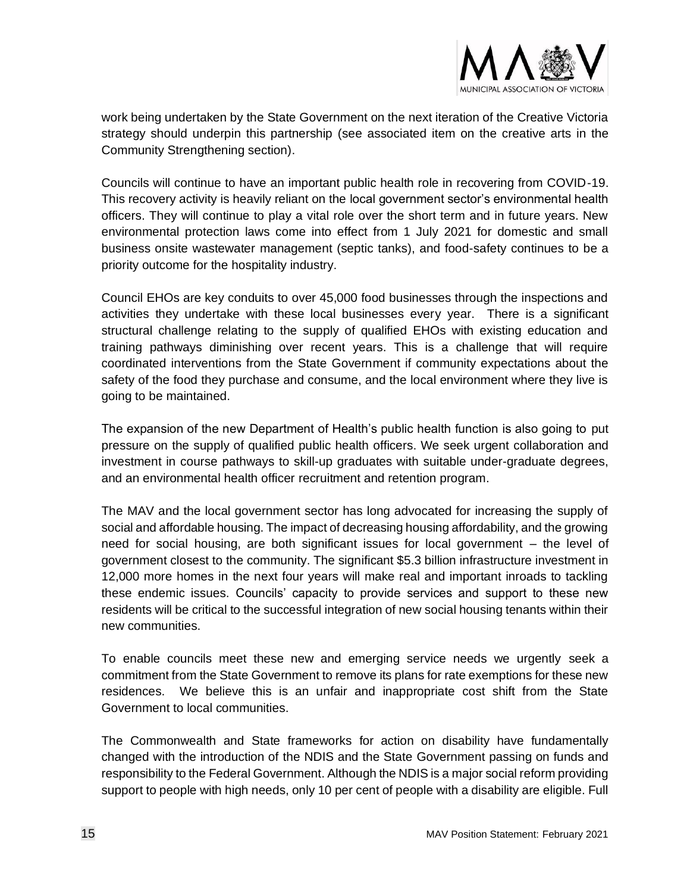work being undertaken by the State Government on the next iteration of the Creative Victoria strategy should underpin this partnership (see associated item on the creative arts in the Community Strengthening section).

Councils will continue to have an important public health role in recovering from COVID-19. This recovery activity is heavily reliant on the local government sector's environmental health officers. They will continue to play a vital role over the short term and in future years. New environmental protection laws come into effect from 1 July 2021 for domestic and small business onsite wastewater management (septic tanks), and food-safety continues to be a priority outcome for the hospitality industry.

Council EHOs are key conduits to over 45,000 food businesses through the inspections and activities they undertake with these local businesses every year. There is a significant structural challenge relating to the supply of qualified EHOs with existing education and training pathways diminishing over recent years. This is a challenge that will require coordinated interventions from the State Government if community expectations about the safety of the food they purchase and consume, and the local environment where they live is going to be maintained.

The expansion of the new Department of Health's public health function is also going to put pressure on the supply of qualified public health officers. We seek urgent collaboration and investment in course pathways to skill-up graduates with suitable under-graduate degrees, and an environmental health officer recruitment and retention program.

The MAV and the local government sector has long advocated for increasing the supply of social and affordable housing. The impact of decreasing housing affordability, and the growing need for social housing, are both significant issues for local government – the level of government closest to the community. The significant $5.3 billion infrastructure investment in 12,000 more homes in the next four years will make real and important inroads to tackling these endemic issues. Councils' capacity to provide services and support to these new residents will be critical to the successful integration of new social housing tenants within their new communities.

To enable councils meet these new and emerging service needs we urgently seek a commitment from the State Government to remove its plans for rate exemptions for these new residences. We believe this is an unfair and inappropriate cost shift from the State Government to local communities.

The Commonwealth and State frameworks for action on disability have fundamentally changed with the introduction of the NDIS and the State Government passing on funds and responsibility to the Federal Government. Although the NDIS is a major social reform providing support to people with high needs, only 10 per cent of people with a disability are eligible. Full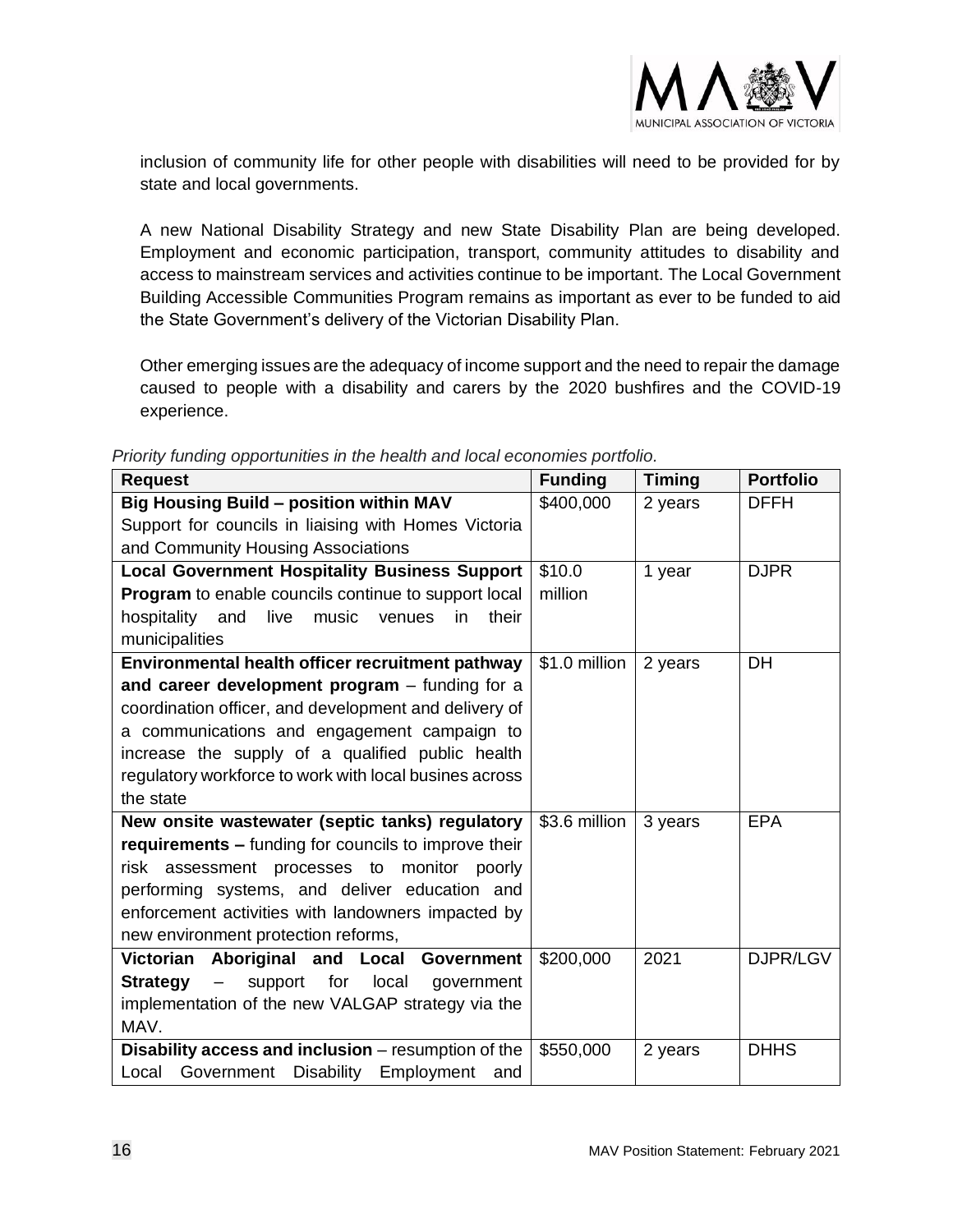inclusion of community life for other people with disabilities will need to be provided for by state and local governments.

A new National Disability Strategy and new State Disability Plan are being developed. Employment and economic participation, transport, community attitudes to disability and access to mainstream services and activities continue to be important. The Local Government Building Accessible Communities Program remains as important as ever to be funded to aid the State Government's delivery of the Victorian Disability Plan.

Other emerging issues are the adequacy of income support and the need to repair the damage caused to people with a disability and carers by the 2020 bushfires and the COVID-19 experience.

*Priority funding opportunities in the health and local economies portfolio.*

| Request | Funding | Timing | Portfolio |
|---|---|---|---|
| **Big Housing Build – position within MAV** Support for councils in liaising with Homes Victoria and Community Housing Associations | $400,000 | 2 years | DFFH |
| **Local Government Hospitality Business Support Program** to enable councils continue to support local hospitality and live music venues in their municipalities | $10.0 million | 1 year | DJPR |
| **Environmental health officer recruitment pathway and career development program** – funding for a coordination officer, and development and delivery of a communications and engagement campaign to increase the supply of a qualified public health regulatory workforce to work with local busines across the state | $1.0 million | 2 years | DH |
| **New onsite wastewater (septic tanks) regulatory requirements –** funding for councils to improve their risk assessment processes to monitor poorly performing systems, and deliver education and enforcement activities with landowners impacted by new environment protection reforms, | $3.6 million | 3 years | EPA |
| **Victorian Aboriginal and Local Government Strategy** – support for local government implementation of the new VALGAP strategy via the MAV. | $200,000 | 2021 | DJPR/LGV |
| **Disability access and inclusion** – resumption of the Local Government Disability Employment and | $550,000 | 2 years | DHHS |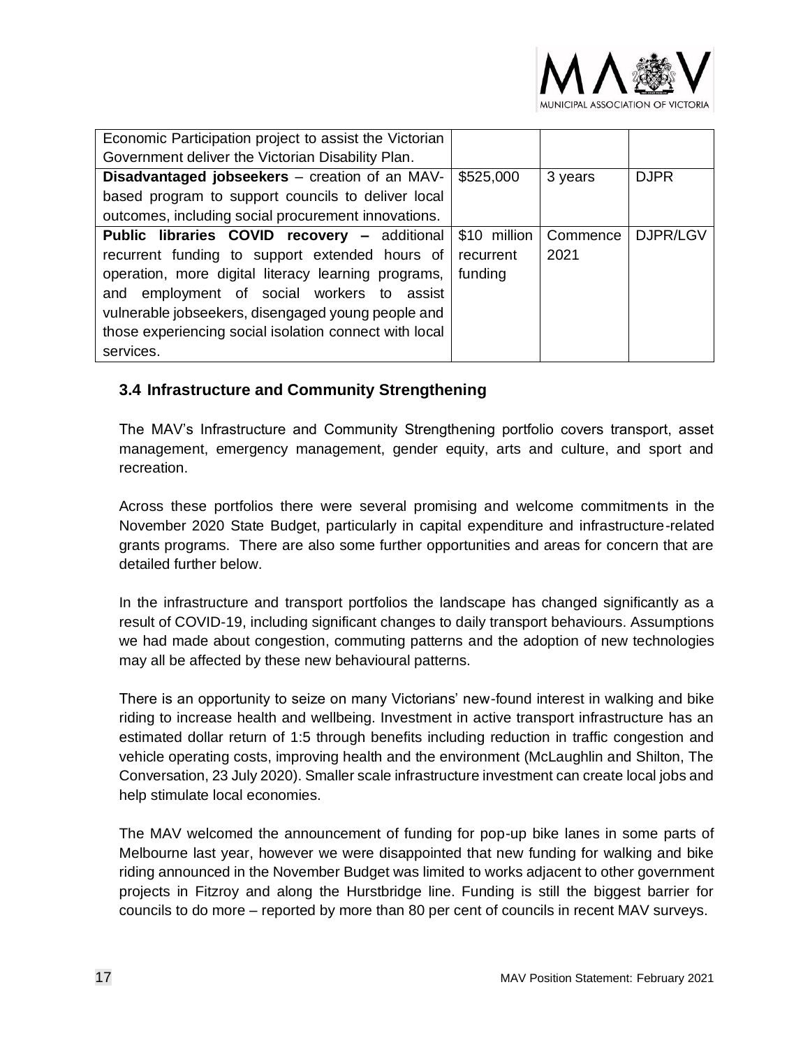| | | | |
|---|---|---|---|
| Economic Participation project to assist the Victorian Government deliver the Victorian Disability Plan. | | | |
| **Disadvantaged jobseekers** – creation of an MAV-based program to support councils to deliver local outcomes, including social procurement innovations. | $525,000 | 3 years | DJPR |
| **Public libraries COVID recovery –** additional recurrent funding to support extended hours of operation, more digital literacy learning programs, and employment of social workers to assist vulnerable jobseekers, disengaged young people and those experiencing social isolation connect with local services. | $10 million recurrent funding | Commence 2021 | DJPR/LGV |

### 3.4 Infrastructure and Community Strengthening

The MAV's Infrastructure and Community Strengthening portfolio covers transport, asset management, emergency management, gender equity, arts and culture, and sport and recreation.

Across these portfolios there were several promising and welcome commitments in the November 2020 State Budget, particularly in capital expenditure and infrastructure-related grants programs. There are also some further opportunities and areas for concern that are detailed further below.

In the infrastructure and transport portfolios the landscape has changed significantly as a result of COVID-19, including significant changes to daily transport behaviours. Assumptions we had made about congestion, commuting patterns and the adoption of new technologies may all be affected by these new behavioural patterns.

There is an opportunity to seize on many Victorians' new-found interest in walking and bike riding to increase health and wellbeing. Investment in active transport infrastructure has an estimated dollar return of 1:5 through benefits including reduction in traffic congestion and vehicle operating costs, improving health and the environment (McLaughlin and Shilton, The Conversation, 23 July 2020). Smaller scale infrastructure investment can create local jobs and help stimulate local economies.

The MAV welcomed the announcement of funding for pop-up bike lanes in some parts of Melbourne last year, however we were disappointed that new funding for walking and bike riding announced in the November Budget was limited to works adjacent to other government projects in Fitzroy and along the Hurstbridge line. Funding is still the biggest barrier for councils to do more – reported by more than 80 per cent of councils in recent MAV surveys.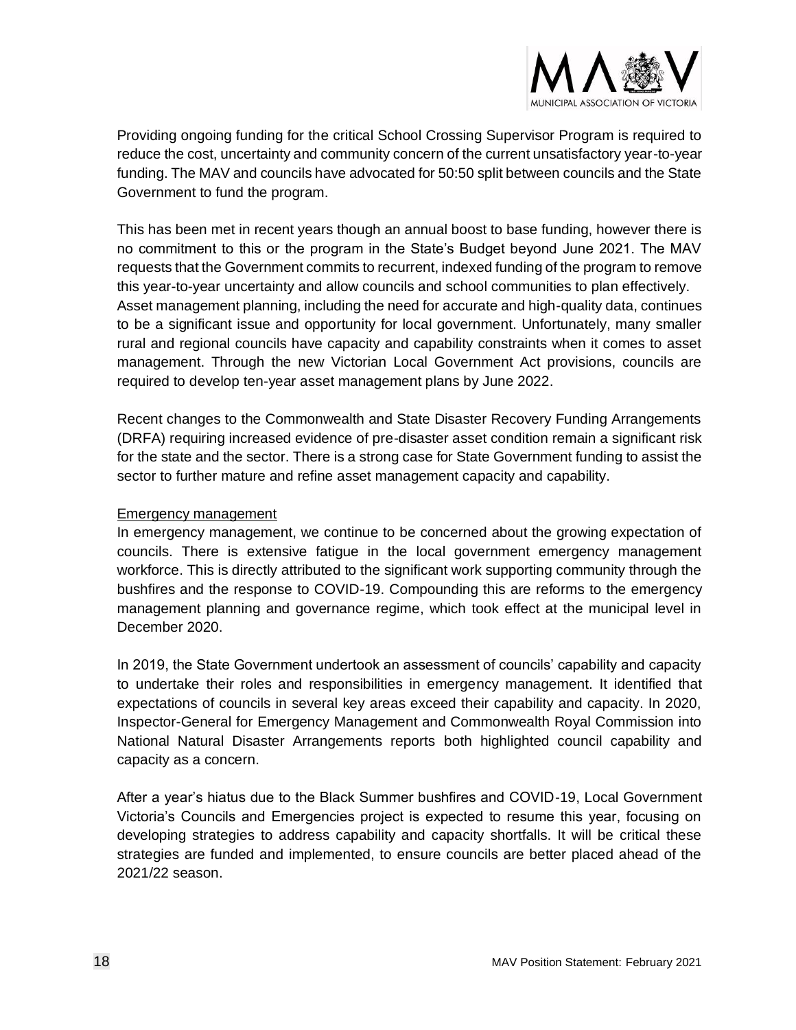Providing ongoing funding for the critical School Crossing Supervisor Program is required to reduce the cost, uncertainty and community concern of the current unsatisfactory year-to-year funding. The MAV and councils have advocated for 50:50 split between councils and the State Government to fund the program.

This has been met in recent years though an annual boost to base funding, however there is no commitment to this or the program in the State's Budget beyond June 2021. The MAV requests that the Government commits to recurrent, indexed funding of the program to remove this year-to-year uncertainty and allow councils and school communities to plan effectively.
Asset management planning, including the need for accurate and high-quality data, continues to be a significant issue and opportunity for local government. Unfortunately, many smaller rural and regional councils have capacity and capability constraints when it comes to asset management. Through the new Victorian Local Government Act provisions, councils are required to develop ten-year asset management plans by June 2022.

Recent changes to the Commonwealth and State Disaster Recovery Funding Arrangements (DRFA) requiring increased evidence of pre-disaster asset condition remain a significant risk for the state and the sector. There is a strong case for State Government funding to assist the sector to further mature and refine asset management capacity and capability.

Emergency management

In emergency management, we continue to be concerned about the growing expectation of councils. There is extensive fatigue in the local government emergency management workforce. This is directly attributed to the significant work supporting community through the bushfires and the response to COVID-19. Compounding this are reforms to the emergency management planning and governance regime, which took effect at the municipal level in December 2020.

In 2019, the State Government undertook an assessment of councils' capability and capacity to undertake their roles and responsibilities in emergency management. It identified that expectations of councils in several key areas exceed their capability and capacity. In 2020, Inspector-General for Emergency Management and Commonwealth Royal Commission into National Natural Disaster Arrangements reports both highlighted council capability and capacity as a concern.

After a year's hiatus due to the Black Summer bushfires and COVID-19, Local Government Victoria's Councils and Emergencies project is expected to resume this year, focusing on developing strategies to address capability and capacity shortfalls. It will be critical these strategies are funded and implemented, to ensure councils are better placed ahead of the 2021/22 season.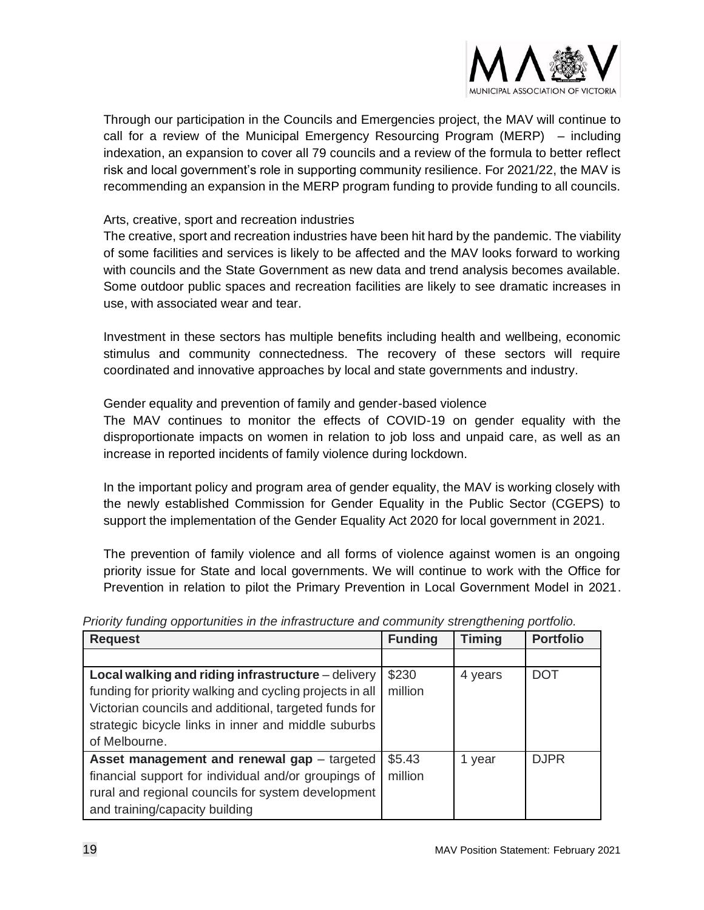Through our participation in the Councils and Emergencies project, the MAV will continue to call for a review of the Municipal Emergency Resourcing Program (MERP) – including indexation, an expansion to cover all 79 councils and a review of the formula to better reflect risk and local government's role in supporting community resilience. For 2021/22, the MAV is recommending an expansion in the MERP program funding to provide funding to all councils.

### Arts, creative, sport and recreation industries

The creative, sport and recreation industries have been hit hard by the pandemic. The viability of some facilities and services is likely to be affected and the MAV looks forward to working with councils and the State Government as new data and trend analysis becomes available. Some outdoor public spaces and recreation facilities are likely to see dramatic increases in use, with associated wear and tear.

Investment in these sectors has multiple benefits including health and wellbeing, economic stimulus and community connectedness. The recovery of these sectors will require coordinated and innovative approaches by local and state governments and industry.

### Gender equality and prevention of family and gender-based violence

The MAV continues to monitor the effects of COVID-19 on gender equality with the disproportionate impacts on women in relation to job loss and unpaid care, as well as an increase in reported incidents of family violence during lockdown.

In the important policy and program area of gender equality, the MAV is working closely with the newly established Commission for Gender Equality in the Public Sector (CGEPS) to support the implementation of the Gender Equality Act 2020 for local government in 2021.

The prevention of family violence and all forms of violence against women is an ongoing priority issue for State and local governments. We will continue to work with the Office for Prevention in relation to pilot the Primary Prevention in Local Government Model in 2021.

*Priority funding opportunities in the infrastructure and community strengthening portfolio.*

| Request | Funding | Timing | Portfolio |
|---|---|---|---|
| | | | |
| **Local walking and riding infrastructure** – delivery funding for priority walking and cycling projects in all Victorian councils and additional, targeted funds for strategic bicycle links in inner and middle suburbs of Melbourne. | $230 million | 4 years | DOT |
| **Asset management and renewal gap** – targeted financial support for individual and/or groupings of rural and regional councils for system development and training/capacity building | $5.43 million | 1 year | DJPR |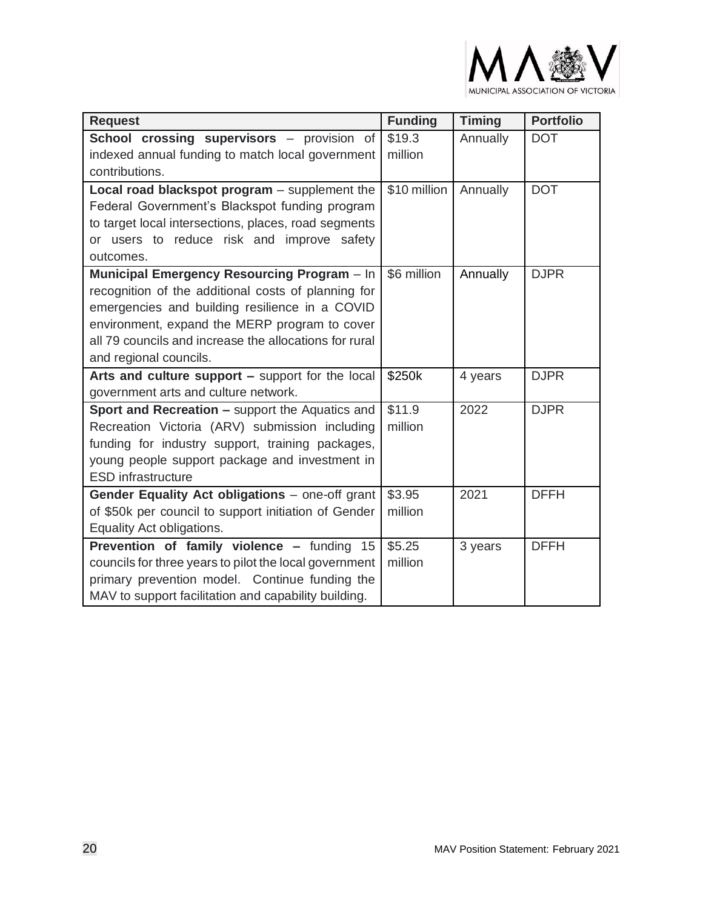| Request | Funding | Timing | Portfolio |
|---|---|---|---|
| **School crossing supervisors** – provision of indexed annual funding to match local government contributions. | $19.3 million | Annually | DOT |
| **Local road blackspot program** – supplement the Federal Government's Blackspot funding program to target local intersections, places, road segments or users to reduce risk and improve safety outcomes. | $10 million | Annually | DOT |
| **Municipal Emergency Resourcing Program** – In recognition of the additional costs of planning for emergencies and building resilience in a COVID environment, expand the MERP program to cover all 79 councils and increase the allocations for rural and regional councils. | $6 million | Annually | DJPR |
| **Arts and culture support –** support for the local government arts and culture network. | $250k | 4 years | DJPR |
| **Sport and Recreation –** support the Aquatics and Recreation Victoria (ARV) submission including funding for industry support, training packages, young people support package and investment in ESD infrastructure | $11.9 million | 2022 | DJPR |
| **Gender Equality Act obligations** – one-off grant of $50k per council to support initiation of Gender Equality Act obligations. | $3.95 million | 2021 | DFFH |
| **Prevention of family violence –** funding 15 councils for three years to pilot the local government primary prevention model. Continue funding the MAV to support facilitation and capability building. | $5.25 million | 3 years | DFFH |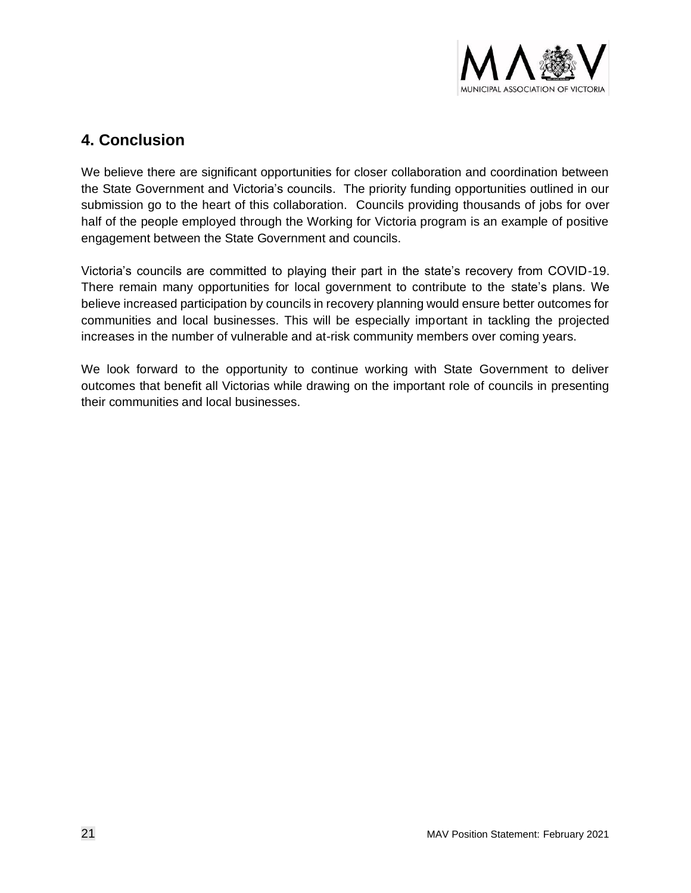## 4. Conclusion

We believe there are significant opportunities for closer collaboration and coordination between the State Government and Victoria's councils. The priority funding opportunities outlined in our submission go to the heart of this collaboration. Councils providing thousands of jobs for over half of the people employed through the Working for Victoria program is an example of positive engagement between the State Government and councils.

Victoria's councils are committed to playing their part in the state's recovery from COVID-19. There remain many opportunities for local government to contribute to the state's plans. We believe increased participation by councils in recovery planning would ensure better outcomes for communities and local businesses. This will be especially important in tackling the projected increases in the number of vulnerable and at-risk community members over coming years.

We look forward to the opportunity to continue working with State Government to deliver outcomes that benefit all Victorias while drawing on the important role of councils in presenting their communities and local businesses.